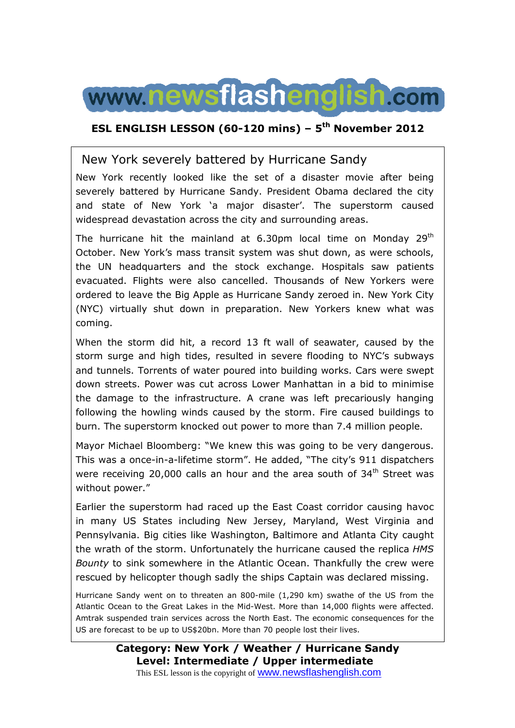# www.newsflashenglish.com

## ESL ENGLISH LESSON (60-120 mins) – 5th November 2012

### New York severely battered by Hurricane Sandy

New York recently looked like the set of a disaster movie after being severely battered by Hurricane Sandy. President Obama declared the city and state of New York 'a major disaster'. The superstorm caused widespread devastation across the city and surrounding areas.

The hurricane hit the mainland at 6.30pm local time on Monday 29th October. New York's mass transit system was shut down, as were schools, the UN headquarters and the stock exchange. Hospitals saw patients evacuated. Flights were also cancelled. Thousands of New Yorkers were ordered to leave the Big Apple as Hurricane Sandy zeroed in. New York City (NYC) virtually shut down in preparation. New Yorkers knew what was coming.

When the storm did hit, a record 13 ft wall of seawater, caused by the storm surge and high tides, resulted in severe flooding to NYC's subways and tunnels. Torrents of water poured into building works. Cars were swept down streets. Power was cut across Lower Manhattan in a bid to minimise the damage to the infrastructure. A crane was left precariously hanging following the howling winds caused by the storm. Fire caused buildings to burn. The superstorm knocked out power to more than 7.4 million people.

Mayor Michael Bloomberg: "We knew this was going to be very dangerous. This was a once-in-a-lifetime storm". He added, "The city's 911 dispatchers were receiving 20,000 calls an hour and the area south of 34th Street was without power."

Earlier the superstorm had raced up the East Coast corridor causing havoc in many US States including New Jersey, Maryland, West Virginia and Pennsylvania. Big cities like Washington, Baltimore and Atlanta City caught the wrath of the storm. Unfortunately the hurricane caused the replica *HMS Bounty* to sink somewhere in the Atlantic Ocean. Thankfully the crew were rescued by helicopter though sadly the ships Captain was declared missing.

Hurricane Sandy went on to threaten an 800-mile (1,290 km) swathe of the US from the Atlantic Ocean to the Great Lakes in the Mid-West. More than 14,000 flights were affected. Amtrak suspended train services across the North East. The economic consequences for the US are forecast to be up to US$20bn. More than 70 people lost their lives.

**Category: New York / Weather / Hurricane Sandy**
**Level: Intermediate / Upper intermediate**

This ESL lesson is the copyright of www.newsflashenglish.com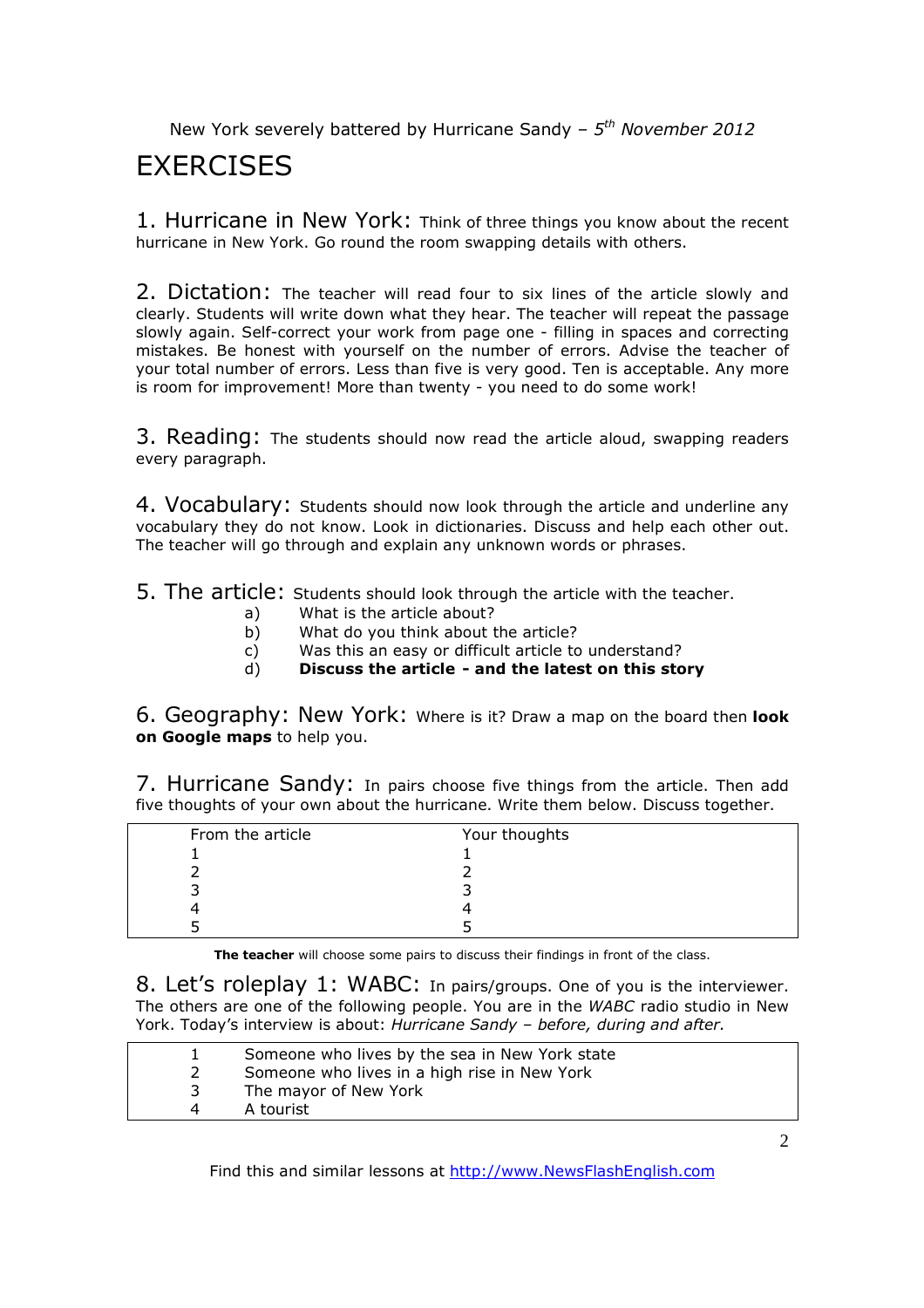# EXERCISES

## 1. Hurricane in New York:
Think of three things you know about the recent hurricane in New York. Go round the room swapping details with others.

## 2. Dictation:
The teacher will read four to six lines of the article slowly and clearly. Students will write down what they hear. The teacher will repeat the passage slowly again. Self-correct your work from page one - filling in spaces and correcting mistakes. Be honest with yourself on the number of errors. Advise the teacher of your total number of errors. Less than five is very good. Ten is acceptable. Any more is room for improvement! More than twenty - you need to do some work!

## 3. Reading:
The students should now read the article aloud, swapping readers every paragraph.

## 4. Vocabulary:
Students should now look through the article and underline any vocabulary they do not know. Look in dictionaries. Discuss and help each other out. The teacher will go through and explain any unknown words or phrases.

## 5. The article:
Students should look through the article with the teacher.

a) What is the article about?
b) What do you think about the article?
c) Was this an easy or difficult article to understand?
d) **Discuss the article - and the latest on this story**

## 6. Geography: New York:
Where is it? Draw a map on the board then **look on Google maps** to help you.

## 7. Hurricane Sandy:
In pairs choose five things from the article. Then add five thoughts of your own about the hurricane. Write them below. Discuss together.

| From the article | Your thoughts |
|---|---|
| 1 | 1 |
| 2 | 2 |
| 3 | 3 |
| 4 | 4 |
| 5 | 5 |

**The teacher** will choose some pairs to discuss their findings in front of the class.

## 8. Let's roleplay 1: WABC:
In pairs/groups. One of you is the interviewer. The others are one of the following people. You are in the *WABC* radio studio in New York. Today's interview is about: *Hurricane Sandy – before, during and after.*

| | |
|---|---|
| 1 | Someone who lives by the sea in New York state |
| 2 | Someone who lives in a high rise in New York |
| 3 | The mayor of New York |
| 4 | A tourist |

Find this and similar lessons at http://www.NewsFlashEnglish.com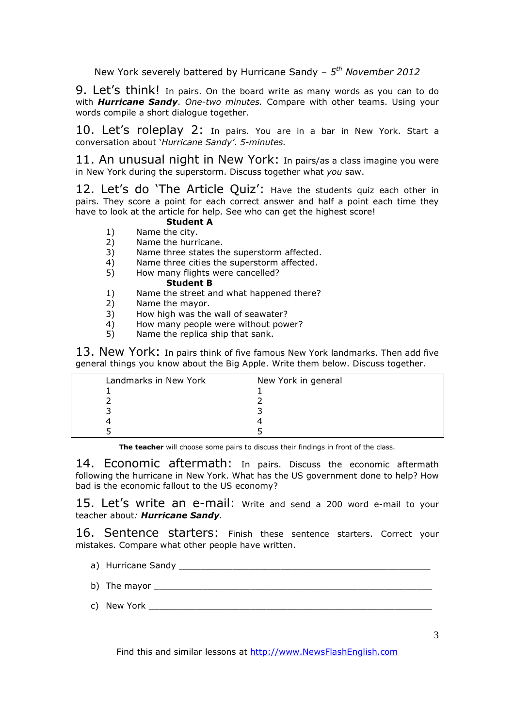9. Let's think! In pairs. On the board write as many words as you can to do with ***Hurricane Sandy***. *One-two minutes.* Compare with other teams. Using your words compile a short dialogue together.

10. Let's roleplay 2: In pairs. You are in a bar in New York. Start a conversation about '*Hurricane Sandy*'. *5-minutes.*

11. An unusual night in New York: In pairs/as a class imagine you were in New York during the superstorm. Discuss together what *you* saw.

12. Let's do 'The Article Quiz': Have the students quiz each other in pairs. They score a point for each correct answer and half a point each time they have to look at the article for help. See who can get the highest score!

**Student A**

1) Name the city.
2) Name the hurricane.
3) Name three states the superstorm affected.
4) Name three cities the superstorm affected.
5) How many flights were cancelled?

**Student B**

1) Name the street and what happened there?
2) Name the mayor.
3) How high was the wall of seawater?
4) How many people were without power?
5) Name the replica ship that sank.

13. New York: In pairs think of five famous New York landmarks. Then add five general things you know about the Big Apple. Write them below. Discuss together.

| Landmarks in New York | New York in general |
|---|---|
| 1 | 1 |
| 2 | 2 |
| 3 | 3 |
| 4 | 4 |
| 5 | 5 |

**The teacher** will choose some pairs to discuss their findings in front of the class.

14. Economic aftermath: In pairs. Discuss the economic aftermath following the hurricane in New York. What has the US government done to help? How bad is the economic fallout to the US economy?

15. Let's write an e-mail: Write and send a 200 word e-mail to your teacher about*: **Hurricane Sandy**.*

16. Sentence starters: Finish these sentence starters. Correct your mistakes. Compare what other people have written.

a) Hurricane Sandy ___________________________________________________

b) The mayor ________________________________________________________

c) New York _________________________________________________________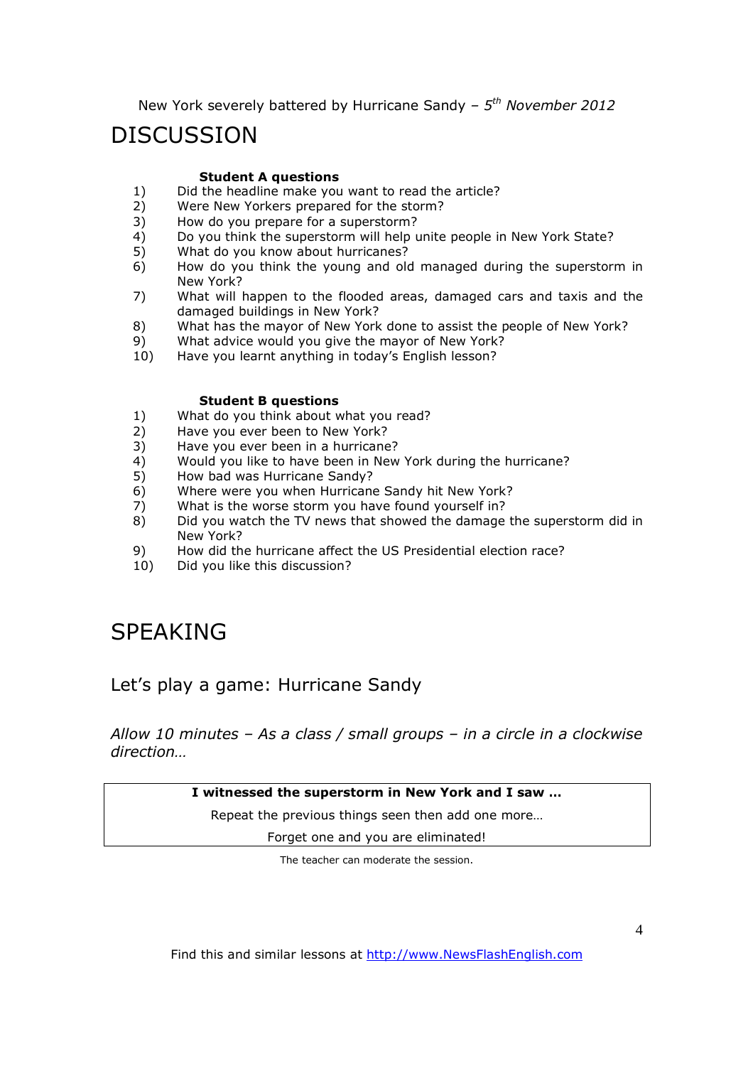# DISCUSSION

**Student A questions**

1) Did the headline make you want to read the article?
2) Were New Yorkers prepared for the storm?
3) How do you prepare for a superstorm?
4) Do you think the superstorm will help unite people in New York State?
5) What do you know about hurricanes?
6) How do you think the young and old managed during the superstorm in New York?
7) What will happen to the flooded areas, damaged cars and taxis and the damaged buildings in New York?
8) What has the mayor of New York done to assist the people of New York?
9) What advice would you give the mayor of New York?
10) Have you learnt anything in today's English lesson?

**Student B questions**

1) What do you think about what you read?
2) Have you ever been to New York?
3) Have you ever been in a hurricane?
4) Would you like to have been in New York during the hurricane?
5) How bad was Hurricane Sandy?
6) Where were you when Hurricane Sandy hit New York?
7) What is the worse storm you have found yourself in?
8) Did you watch the TV news that showed the damage the superstorm did in New York?
9) How did the hurricane affect the US Presidential election race?
10) Did you like this discussion?

# SPEAKING

## Let's play a game: Hurricane Sandy

*Allow 10 minutes – As a class / small groups – in a circle in a clockwise direction…*

**I witnessed the superstorm in New York and I saw …**

Repeat the previous things seen then add one more…

Forget one and you are eliminated!

The teacher can moderate the session.

Find this and similar lessons at http://www.NewsFlashEnglish.com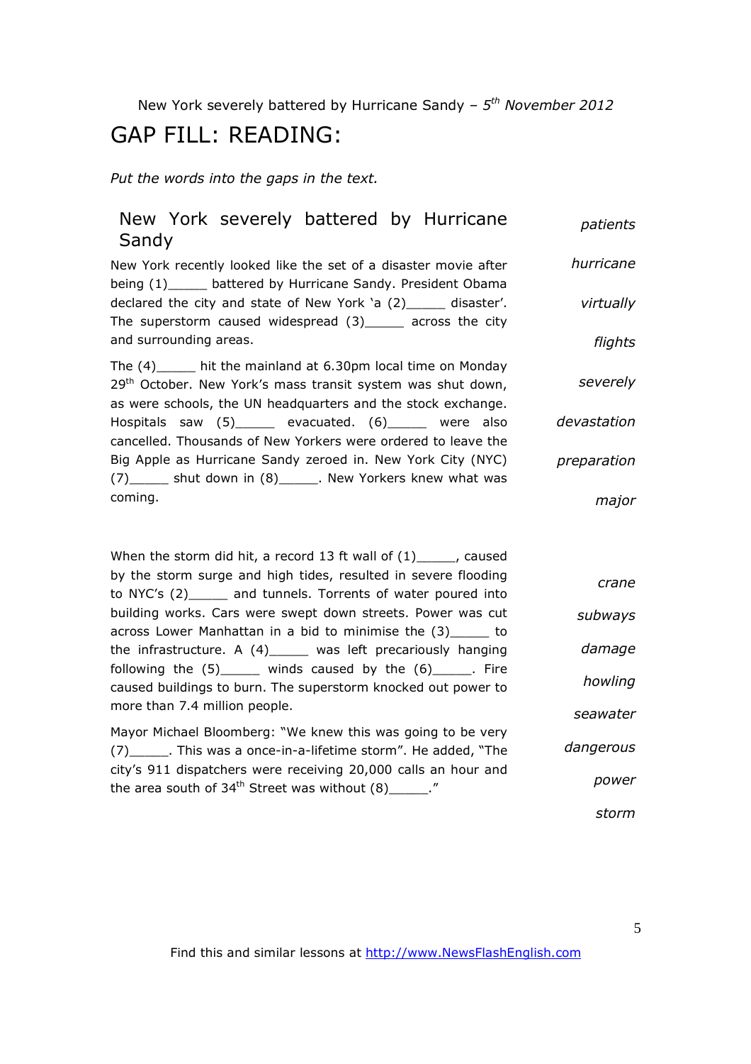# GAP FILL: READING:

*Put the words into the gaps in the text.*

## New York severely battered by Hurricane Sandy

New York recently looked like the set of a disaster movie after being (1)_____ battered by Hurricane Sandy. President Obama declared the city and state of New York 'a (2)_____ disaster'. The superstorm caused widespread (3)_____ across the city and surrounding areas.

The (4)_____ hit the mainland at 6.30pm local time on Monday 29th October. New York's mass transit system was shut down, as were schools, the UN headquarters and the stock exchange. Hospitals saw (5)_____ evacuated. (6)_____ were also cancelled. Thousands of New Yorkers were ordered to leave the Big Apple as Hurricane Sandy zeroed in. New York City (NYC) (7)_____ shut down in (8)_____. New Yorkers knew what was coming.

*patients*

*hurricane*

*virtually*

*flights*

*severely*

*devastation*

*preparation*

*major*

When the storm did hit, a record 13 ft wall of (1)_____, caused by the storm surge and high tides, resulted in severe flooding to NYC's (2)_____ and tunnels. Torrents of water poured into building works. Cars were swept down streets. Power was cut across Lower Manhattan in a bid to minimise the (3)_____ to the infrastructure. A (4)_____ was left precariously hanging following the (5)_____ winds caused by the (6)_____. Fire caused buildings to burn. The superstorm knocked out power to more than 7.4 million people.

Mayor Michael Bloomberg: "We knew this was going to be very (7)_____. This was a once-in-a-lifetime storm". He added, "The city's 911 dispatchers were receiving 20,000 calls an hour and the area south of 34th Street was without (8)_____."

*crane*

*subways*

*damage*

*howling*

*seawater*

*dangerous*

*power*

*storm*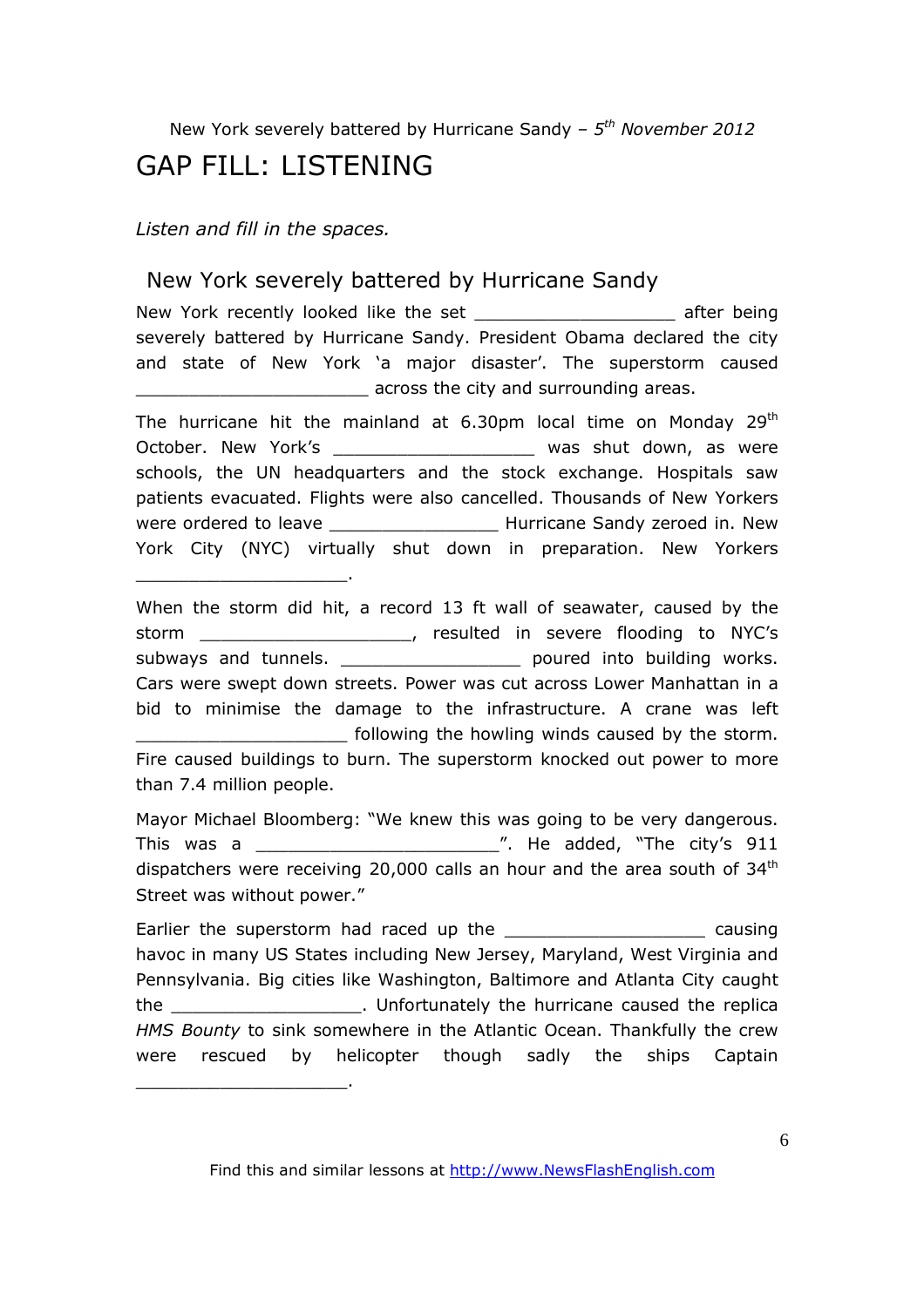New York severely battered by Hurricane Sandy – *5th November 2012*

# GAP FILL: LISTENING

*Listen and fill in the spaces.*

## New York severely battered by Hurricane Sandy

New York recently looked like the set ___________________ after being severely battered by Hurricane Sandy. President Obama declared the city and state of New York 'a major disaster'. The superstorm caused ______________________ across the city and surrounding areas.

The hurricane hit the mainland at 6.30pm local time on Monday 29th October. New York's ___________________ was shut down, as were schools, the UN headquarters and the stock exchange. Hospitals saw patients evacuated. Flights were also cancelled. Thousands of New Yorkers were ordered to leave ________________ Hurricane Sandy zeroed in. New York City (NYC) virtually shut down in preparation. New Yorkers ____________________.

When the storm did hit, a record 13 ft wall of seawater, caused by the storm ____________________, resulted in severe flooding to NYC's subways and tunnels. _________________ poured into building works. Cars were swept down streets. Power was cut across Lower Manhattan in a bid to minimise the damage to the infrastructure. A crane was left ____________________ following the howling winds caused by the storm. Fire caused buildings to burn. The superstorm knocked out power to more than 7.4 million people.

Mayor Michael Bloomberg: "We knew this was going to be very dangerous. This was a _______________________". He added, "The city's 911 dispatchers were receiving 20,000 calls an hour and the area south of 34th Street was without power."

Earlier the superstorm had raced up the ___________________ causing havoc in many US States including New Jersey, Maryland, West Virginia and Pennsylvania. Big cities like Washington, Baltimore and Atlanta City caught the __________________. Unfortunately the hurricane caused the replica *HMS Bounty* to sink somewhere in the Atlantic Ocean. Thankfully the crew were rescued by helicopter though sadly the ships Captain ____________________.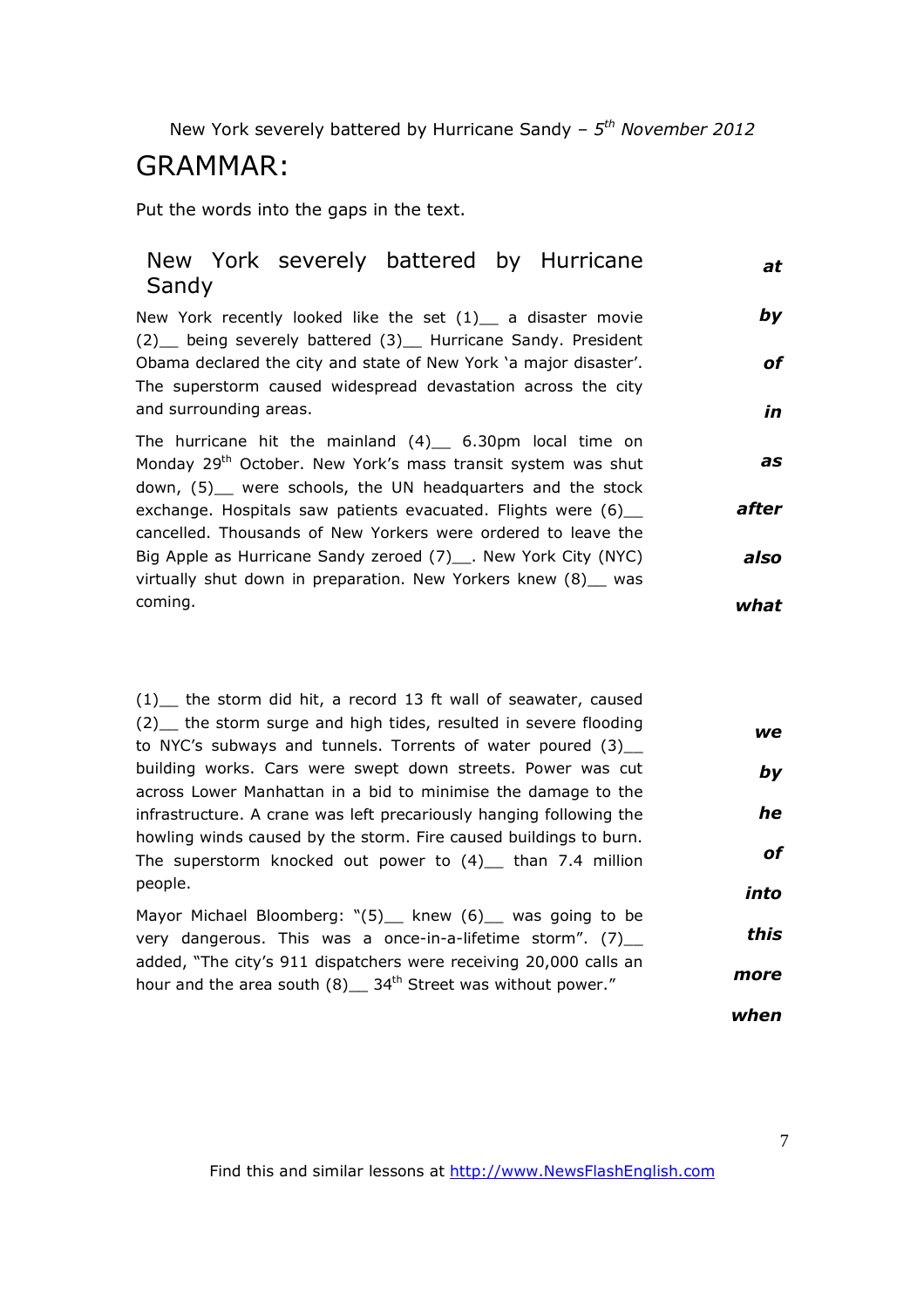New York severely battered by Hurricane Sandy – *5th November 2012*

# GRAMMAR:

Put the words into the gaps in the text.

## New York severely battered by Hurricane Sandy

New York recently looked like the set (1)__ a disaster movie (2)__ being severely battered (3)__ Hurricane Sandy. President Obama declared the city and state of New York 'a major disaster'. The superstorm caused widespread devastation across the city and surrounding areas.

The hurricane hit the mainland (4)__ 6.30pm local time on Monday 29th October. New York's mass transit system was shut down, (5)__ were schools, the UN headquarters and the stock exchange. Hospitals saw patients evacuated. Flights were (6)__ cancelled. Thousands of New Yorkers were ordered to leave the Big Apple as Hurricane Sandy zeroed (7)__. New York City (NYC) virtually shut down in preparation. New Yorkers knew (8)__ was coming.

***at***

***by***

***of***

***in***

***as***

***after***

***also***

***what***

(1)__ the storm did hit, a record 13 ft wall of seawater, caused (2)__ the storm surge and high tides, resulted in severe flooding to NYC's subways and tunnels. Torrents of water poured (3)__ building works. Cars were swept down streets. Power was cut across Lower Manhattan in a bid to minimise the damage to the infrastructure. A crane was left precariously hanging following the howling winds caused by the storm. Fire caused buildings to burn. The superstorm knocked out power to (4)__ than 7.4 million people.

Mayor Michael Bloomberg: "(5)__ knew (6)__ was going to be very dangerous. This was a once-in-a-lifetime storm". (7)__ added, "The city's 911 dispatchers were receiving 20,000 calls an hour and the area south (8)__ 34th Street was without power."

***we***

***by***

***he***

***of***

***into***

***this***

***more***

***when***

Find this and similar lessons at http://www.NewsFlashEnglish.com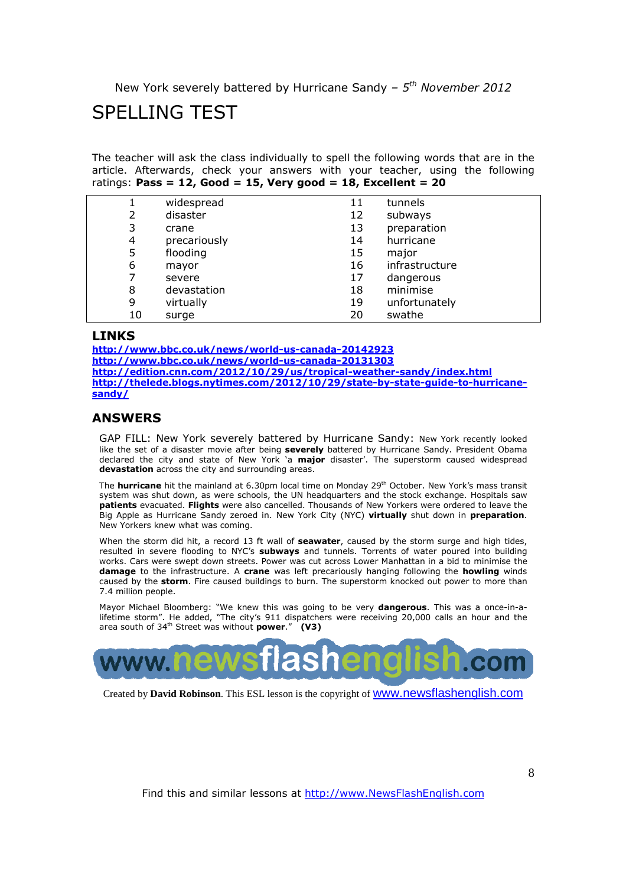New York severely battered by Hurricane Sandy – *5th November 2012*

# SPELLING TEST

The teacher will ask the class individually to spell the following words that are in the article. Afterwards, check your answers with your teacher, using the following ratings: **Pass = 12, Good = 15, Very good = 18, Excellent = 20**

| | | | |
|---|---|---|---|
| 1 | widespread | 11 | tunnels |
| 2 | disaster | 12 | subways |
| 3 | crane | 13 | preparation |
| 4 | precariously | 14 | hurricane |
| 5 | flooding | 15 | major |
| 6 | mayor | 16 | infrastructure |
| 7 | severe | 17 | dangerous |
| 8 | devastation | 18 | minimise |
| 9 | virtually | 19 | unfortunately |
| 10 | surge | 20 | swathe |

## LINKS

**http://www.bbc.co.uk/news/world-us-canada-20142923**
**http://www.bbc.co.uk/news/world-us-canada-20131303**
**http://edition.cnn.com/2012/10/29/us/tropical-weather-sandy/index.html**
**http://thelede.blogs.nytimes.com/2012/10/29/state-by-state-guide-to-hurricane-sandy/**

## ANSWERS

GAP FILL: New York severely battered by Hurricane Sandy: New York recently looked like the set of a disaster movie after being **severely** battered by Hurricane Sandy. President Obama declared the city and state of New York 'a **major** disaster'. The superstorm caused widespread **devastation** across the city and surrounding areas.

The **hurricane** hit the mainland at 6.30pm local time on Monday 29th October. New York's mass transit system was shut down, as were schools, the UN headquarters and the stock exchange. Hospitals saw **patients** evacuated. **Flights** were also cancelled. Thousands of New Yorkers were ordered to leave the Big Apple as Hurricane Sandy zeroed in. New York City (NYC) **virtually** shut down in **preparation**. New Yorkers knew what was coming.

When the storm did hit, a record 13 ft wall of **seawater**, caused by the storm surge and high tides, resulted in severe flooding to NYC's **subways** and tunnels. Torrents of water poured into building works. Cars were swept down streets. Power was cut across Lower Manhattan in a bid to minimise the **damage** to the infrastructure. A **crane** was left precariously hanging following the **howling** winds caused by the **storm**. Fire caused buildings to burn. The superstorm knocked out power to more than 7.4 million people.

Mayor Michael Bloomberg: "We knew this was going to be very **dangerous**. This was a once-in-a-lifetime storm". He added, "The city's 911 dispatchers were receiving 20,000 calls an hour and the area south of 34th Street was without **power**." **(V3)**

www.newsflashenglish.com

Created by **David Robinson**. This ESL lesson is the copyright of www.newsflashenglish.com

Find this and similar lessons at http://www.NewsFlashEnglish.com